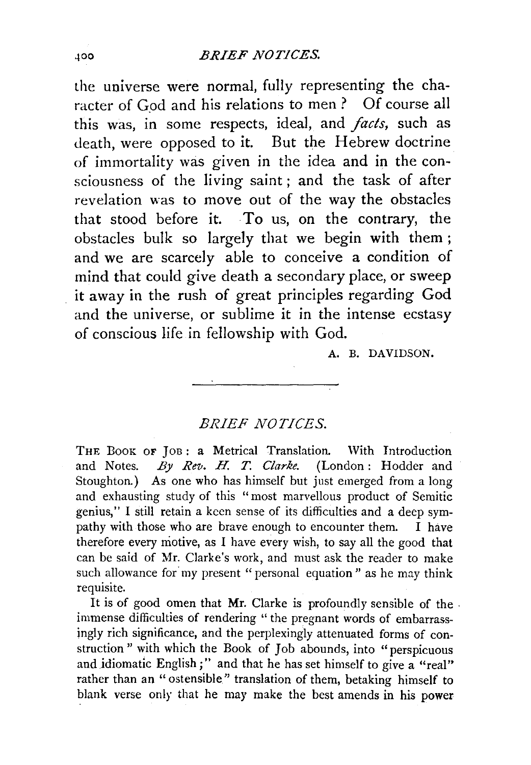the universe were normal, fully representing the character of God and his relations to men? Of course all this was, in some respects, ideal, and *facts*, such as death, were opposed to it. But the Hebrew doctrine of immortality was given in the idea and in the consciousness of the living saint; and the task of after revelation was to move out of the way the obstacles that stood before it. To us, on the contrary, the obstacles bulk so largely that we begin with them; and we are scarcely able to conceive a condition of mind that could give death a secondary place, or sweep it away in the rush of great principles regarding God and the universe, or sublime it in the intense ecstasy of conscious life in fellowship with God.

A. B. DAVIDSON.

---

## *BRIEF NOTICES.*

THE BOOK OF JOB: a Metrical Translation. With Introduction and Notes. *By Rev. H. T. Clarke.* (London: Hodder and Stoughton.) As one who has himself but just emerged from a long and exhausting study of this "most marvellous product of Semitic genius," I still retain a keen sense of its difficulties and a deep sympathy with those who are brave enough to encounter them. I have therefore every motive, as I have every wish, to say all the good that can be said of Mr. Clarke's work, and must ask the reader to make such allowance for my present "personal equation" as he may think requisite.

It is of good omen that Mr. Clarke is profoundly sensible of the immense difficulties of rendering "the pregnant words of embarrassingly rich significance, and the perplexingly attenuated forms of construction" with which the Book of Job abounds, into "perspicuous and idiomatic English;" and that he has set himself to give a "real" rather than an "ostensible" translation of them, betaking himself to blank verse only that he may make the best amends in his power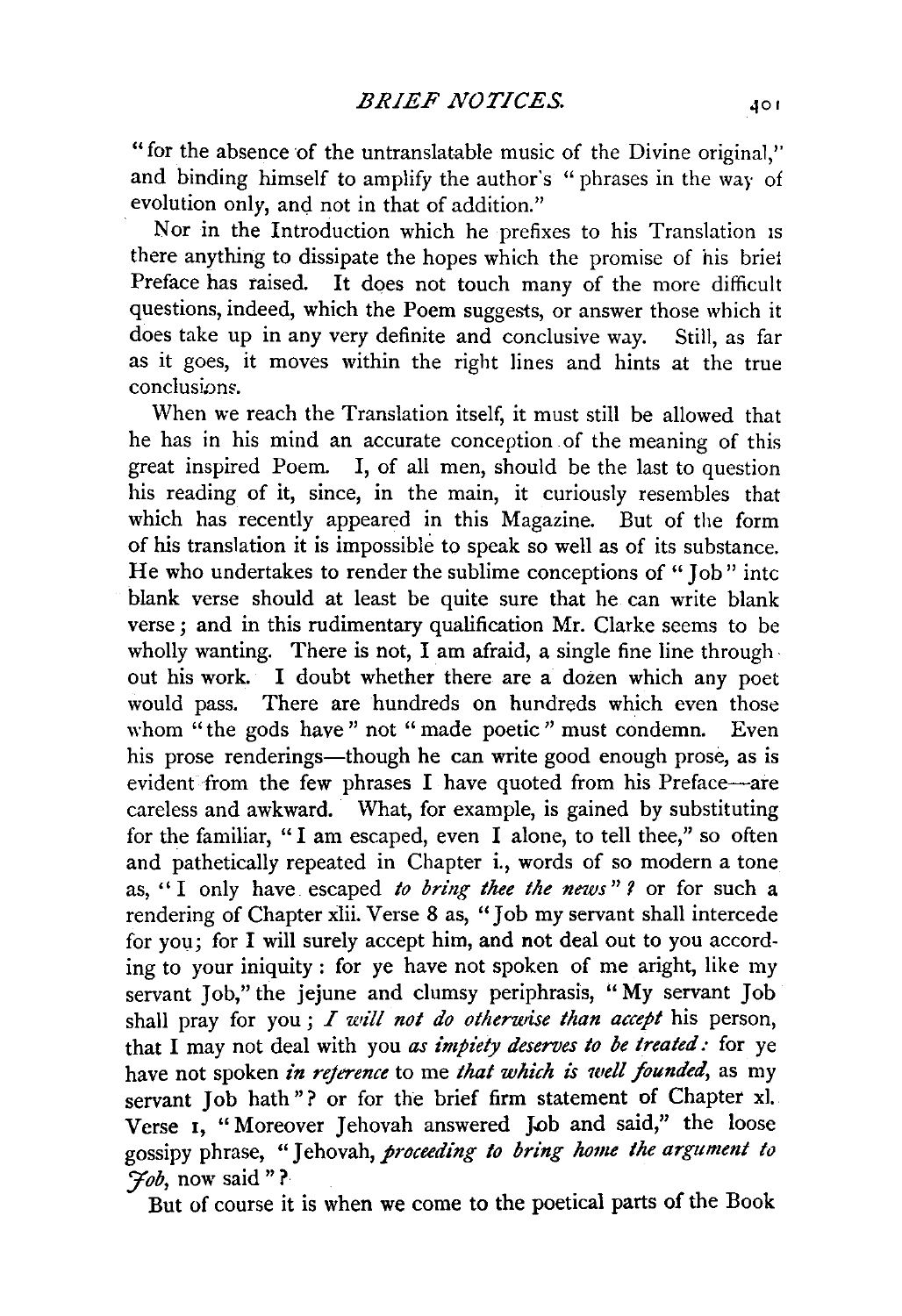"for the absence of the untranslatable music of the Divine original," and binding himself to amplify the author's "phrases in the way of evolution only, and not in that of addition."

Nor in the Introduction which he prefixes to his Translation is there anything to dissipate the hopes which the promise of his brief Preface has raised. It does not touch many of the more difficult questions, indeed, which the Poem suggests, or answer those which it does take up in any very definite and conclusive way. Still, as far as it goes, it moves within the right lines and hints at the true conclusions.

When we reach the Translation itself, it must still be allowed that he has in his mind an accurate conception of the meaning of this great inspired Poem. I, of all men, should be the last to question his reading of it, since, in the main, it curiously resembles that which has recently appeared in this Magazine. But of the form of his translation it is impossible to speak so well as of its substance. He who undertakes to render the sublime conceptions of "Job" into blank verse should at least be quite sure that he can write blank verse; and in this rudimentary qualification Mr. Clarke seems to be wholly wanting. There is not, I am afraid, a single fine line throughout his work. I doubt whether there are a dozen which any poet would pass. There are hundreds on hundreds which even those whom "the gods have" not "made poetic" must condemn. Even his prose renderings—though he can write good enough prose, as is evident from the few phrases I have quoted from his Preface—are careless and awkward. What, for example, is gained by substituting for the familiar, "I am escaped, even I alone, to tell thee," so often and pathetically repeated in Chapter i., words of so modern a tone as, "I only have escaped *to bring thee the news*"? or for such a rendering of Chapter xlii. Verse 8 as, "Job my servant shall intercede for you; for I will surely accept him, and not deal out to you according to your iniquity: for ye have not spoken of me aright, like my servant Job," the jejune and clumsy periphrasis, "My servant Job shall pray for you; *I will not do otherwise than accept* his person, that I may not deal with you *as impiety deserves to be treated:* for ye have not spoken *in reference* to me *that which is well founded,* as my servant Job hath"? or for the brief firm statement of Chapter xl. Verse 1, "Moreover Jehovah answered Job and said," the loose gossipy phrase, "Jehovah, *proceeding to bring home the argument to Job,* now said"?

But of course it is when we come to the poetical parts of the Book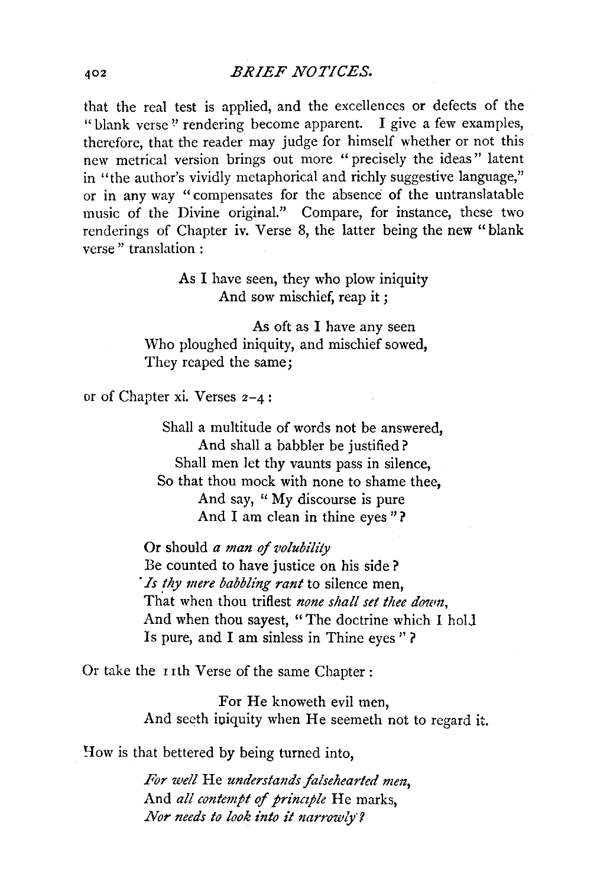that the real test is applied, and the excellences or defects of the "blank verse" rendering become apparent. I give a few examples, therefore, that the reader may judge for himself whether or not this new metrical version brings out more "precisely the ideas" latent in "the author's vividly metaphorical and richly suggestive language," or in any way "compensates for the absence of the untranslatable music of the Divine original." Compare, for instance, these two renderings of Chapter iv. Verse 8, the latter being the new "blank verse" translation :

> As I have seen, they who plow iniquity
> And sow mischief, reap it ;

> As oft as I have any seen
> Who ploughed iniquity, and mischief sowed,
> They reaped the same;

or of Chapter xi. Verses 2–4 :

> Shall a multitude of words not be answered,
> And shall a babbler be justified?
> Shall men let thy vaunts pass in silence,
> So that thou mock with none to shame thee,
> And say, "My discourse is pure
> And I am clean in thine eyes"?

> Or should *a man of volubility*
> Be counted to have justice on his side?
> *Is thy mere babbling rant* to silence men,
> That when thou triflest *none shall set thee down*,
> And when thou sayest, "The doctrine which I hold
> Is pure, and I am sinless in Thine eyes"?

Or take the 11th Verse of the same Chapter :

> For He knoweth evil men,
> And seeth iniquity when He seemeth not to regard it.

How is that bettered by being turned into,

> *For well* He *understands falsehearted men*,
> And *all contempt of principle* He marks,
> *Nor needs to look into it narrowly*?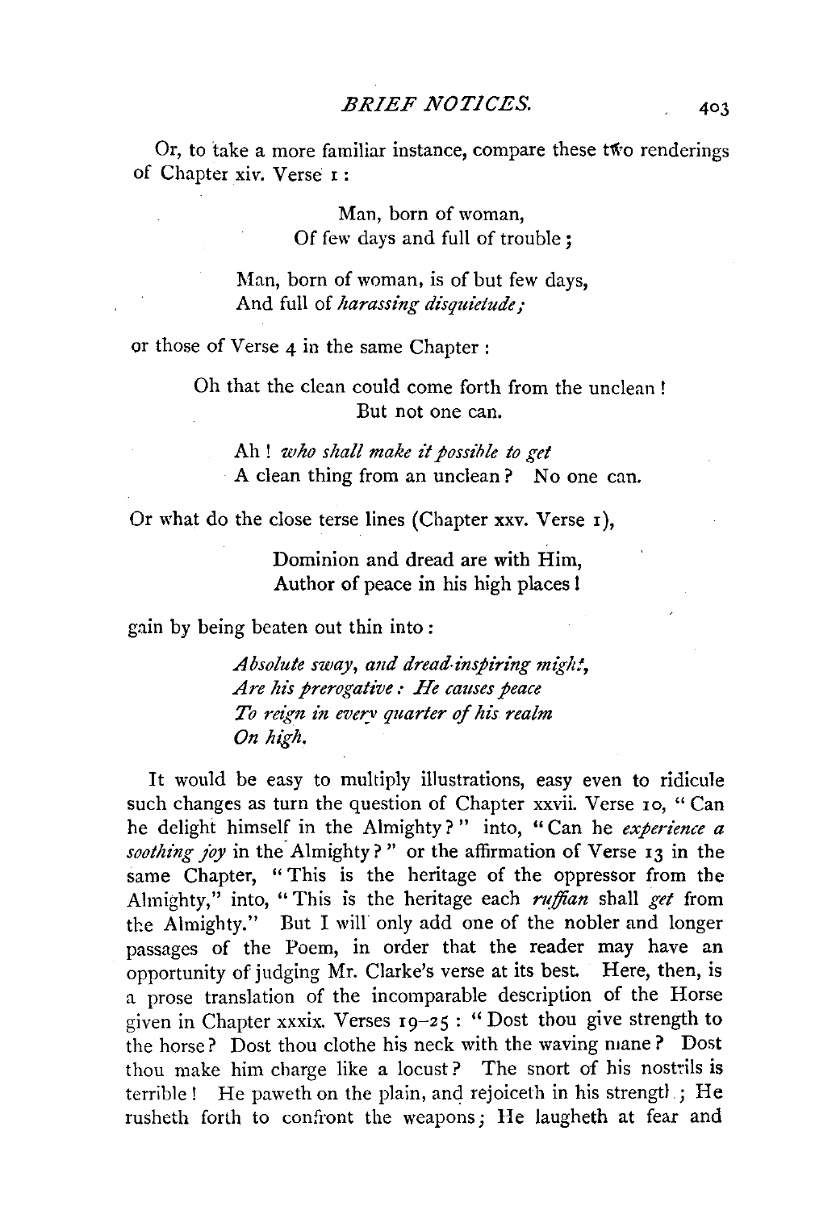Or, to take a more familiar instance, compare these two renderings of Chapter xiv. Verse 1:

> Man, born of woman,  
> Of few days and full of trouble;
>
> Man, born of woman, is of but few days,  
> And full of *harassing disquietude;*

or those of Verse 4 in the same Chapter:

> Oh that the clean could come forth from the unclean!  
> But not one can.
>
> Ah! *who shall make it possible to get*  
> A clean thing from an unclean? No one can.

Or what do the close terse lines (Chapter xxv. Verse 1),

> Dominion and dread are with Him,  
> Author of peace in his high places!

gain by being beaten out thin into:

> *Absolute sway, and dread-inspiring might,*  
> *Are his prerogative: He causes peace*  
> *To reign in every quarter of his realm*  
> *On high.*

It would be easy to multiply illustrations, easy even to ridicule such changes as turn the question of Chapter xxvii. Verse 10, "Can he delight himself in the Almighty?" into, "Can he *experience a soothing joy* in the Almighty?" or the affirmation of Verse 13 in the same Chapter, "This is the heritage of the oppressor from the Almighty," into, "This is the heritage each *ruffian* shall *get* from the Almighty." But I will only add one of the nobler and longer passages of the Poem, in order that the reader may have an opportunity of judging Mr. Clarke's verse at its best. Here, then, is a prose translation of the incomparable description of the Horse given in Chapter xxxix. Verses 19–25: "Dost thou give strength to the horse? Dost thou clothe his neck with the waving mane? Dost thou make him charge like a locust? The snort of his nostrils is terrible! He paweth on the plain, and rejoiceth in his strength; He rusheth forth to confront the weapons; He laugheth at fear and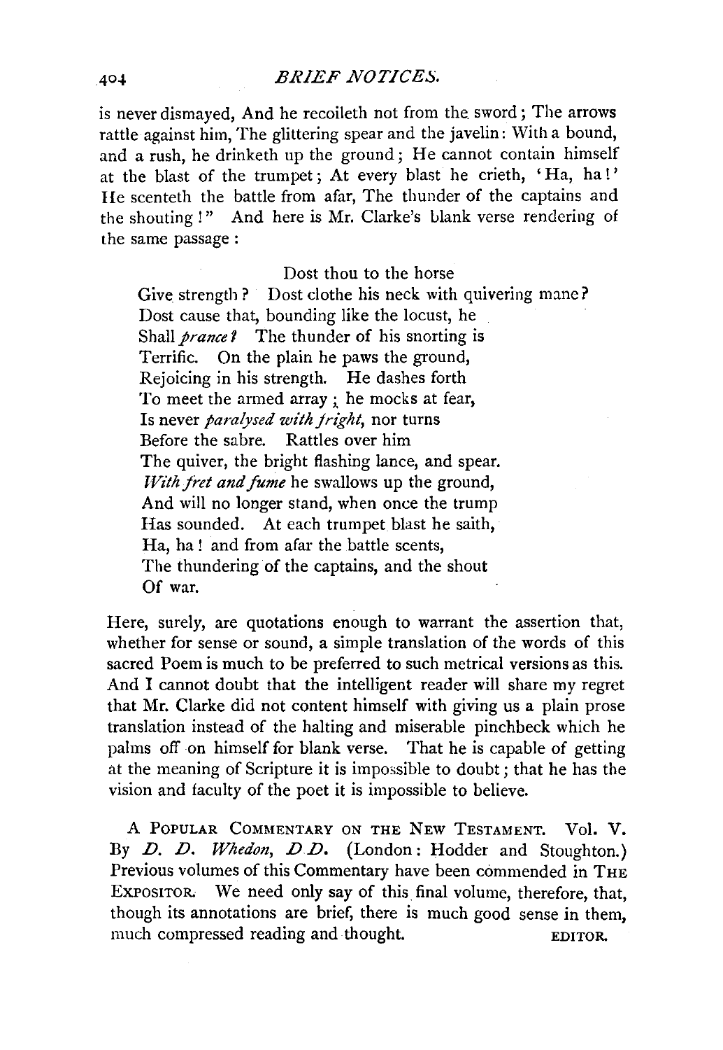is never dismayed, And he recoileth not from the sword; The arrows rattle against him, The glittering spear and the javelin: With a bound, and a rush, he drinketh up the ground; He cannot contain himself at the blast of the trumpet; At every blast he crieth, 'Ha, ha!' He scenteth the battle from afar, The thunder of the captains and the shouting!" And here is Mr. Clarke's blank verse rendering of the same passage:

> Dost thou to the horse
> Give strength? Dost clothe his neck with quivering mane?
> Dost cause that, bounding like the locust, he
> Shall *prance?* The thunder of his snorting is
> Terrific. On the plain he paws the ground,
> Rejoicing in his strength. He dashes forth
> To meet the armed array; he mocks at fear,
> Is never *paralysed with fright,* nor turns
> Before the sabre. Rattles over him
> The quiver, the bright flashing lance, and spear.
> *With fret and fume* he swallows up the ground,
> And will no longer stand, when once the trump
> Has sounded. At each trumpet blast he saith,
> Ha, ha! and from afar the battle scents,
> The thundering of the captains, and the shout
> Of war.

Here, surely, are quotations enough to warrant the assertion that, whether for sense or sound, a simple translation of the words of this sacred Poem is much to be preferred to such metrical versions as this. And I cannot doubt that the intelligent reader will share my regret that Mr. Clarke did not content himself with giving us a plain prose translation instead of the halting and miserable pinchbeck which he palms off on himself for blank verse. That he is capable of getting at the meaning of Scripture it is impossible to doubt; that he has the vision and faculty of the poet it is impossible to believe.

A POPULAR COMMENTARY ON THE NEW TESTAMENT. Vol. V. By *D. D. Whedon, D.D.* (London: Hodder and Stoughton.) Previous volumes of this Commentary have been commended in THE EXPOSITOR. We need only say of this final volume, therefore, that, though its annotations are brief, there is much good sense in them, much compressed reading and thought. EDITOR.